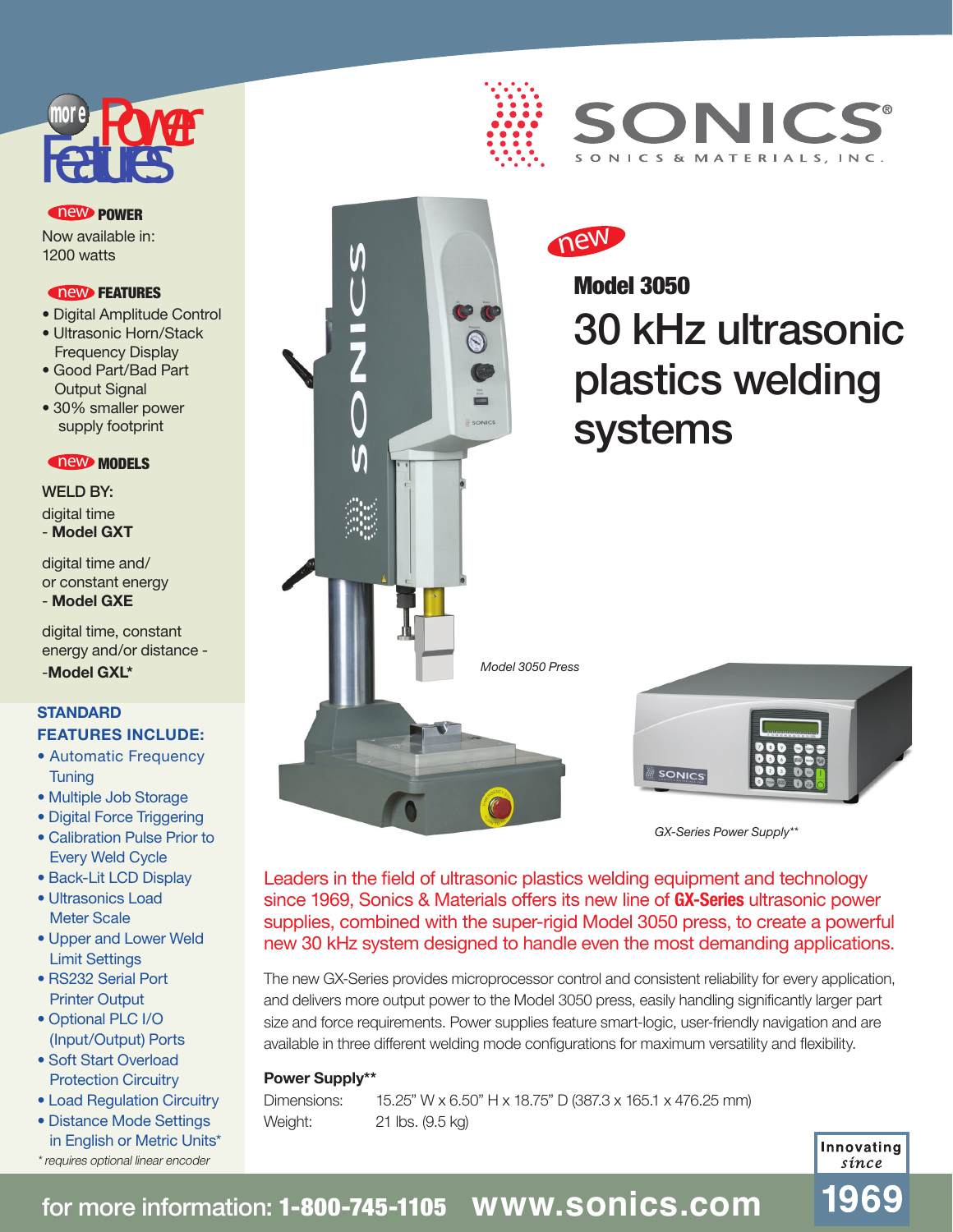# more Power Features

new **POWER**

Now available in:
1200 watts

new **FEATURES**

- Digital Amplitude Control
- Ultrasonic Horn/Stack Frequency Display
- Good Part/Bad Part Output Signal
- 30% smaller power supply footprint

new **MODELS**

WELD BY:

digital time
- **Model GXT**

digital time and/ or constant energy
- **Model GXE**

digital time, constant energy and/or distance -
- **Model GXL***

**STANDARD FEATURES INCLUDE:**

- Automatic Frequency Tuning
- Multiple Job Storage
- Digital Force Triggering
- Calibration Pulse Prior to Every Weld Cycle
- Back-Lit LCD Display
- Ultrasonics Load Meter Scale
- Upper and Lower Weld Limit Settings
- RS232 Serial Port Printer Output
- Optional PLC I/O (Input/Output) Ports
- Soft Start Overload Protection Circuitry
- Load Regulation Circuitry
- Distance Mode Settings in English or Metric Units*

*\* requires optional linear encoder*

SONICS®
SONICS & MATERIALS, INC.

new

## Model 3050

# 30 kHz ultrasonic plastics welding systems

*Model 3050 Press*

*GX-Series Power Supply\*\**

Leaders in the field of ultrasonic plastics welding equipment and technology since 1969, Sonics & Materials offers its new line of **GX-Series** ultrasonic power supplies, combined with the super-rigid Model 3050 press, to create a powerful new 30 kHz system designed to handle even the most demanding applications.

The new GX-Series provides microprocessor control and consistent reliability for every application, and delivers more output power to the Model 3050 press, easily handling significantly larger part size and force requirements. Power supplies feature smart-logic, user-friendly navigation and are available in three different welding mode configurations for maximum versatility and flexibility.

**Power Supply\*\***

| | |
|---|---|
| Dimensions: | 15.25" W x 6.50" H x 18.75" D (387.3 x 165.1 x 476.25 mm) |
| Weight: | 21 lbs. (9.5 kg) |

Innovating since 1969

for more information: **1-800-745-1105** **www.sonics.com**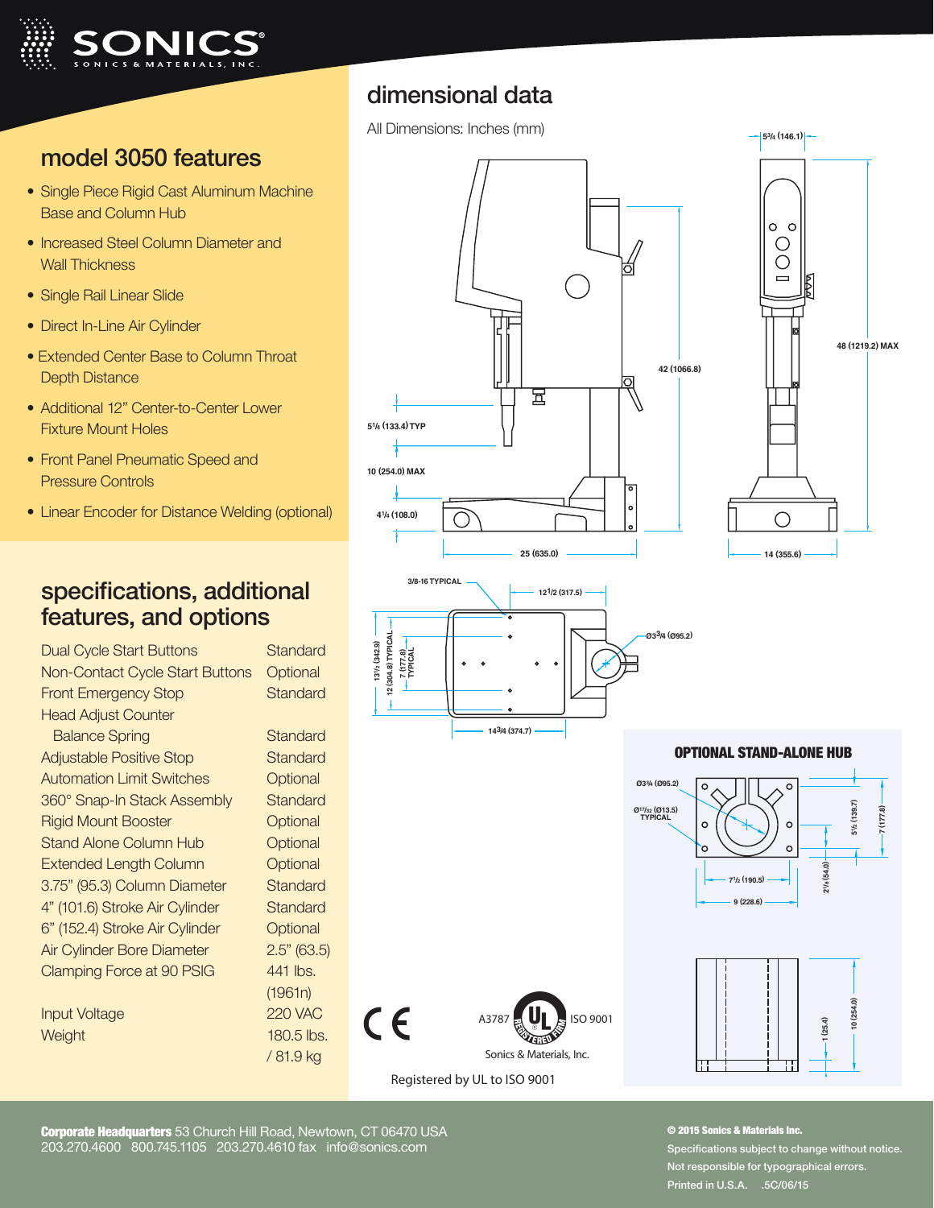# model 3050 features

- Single Piece Rigid Cast Aluminum Machine Base and Column Hub
- Increased Steel Column Diameter and Wall Thickness
- Single Rail Linear Slide
- Direct In-Line Air Cylinder
- Extended Center Base to Column Throat Depth Distance
- Additional 12" Center-to-Center Lower Fixture Mount Holes
- Front Panel Pneumatic Speed and Pressure Controls
- Linear Encoder for Distance Welding (optional)

## specifications, additional features, and options

| | |
|---|---|
| Dual Cycle Start Buttons | Standard |
| Non-Contact Cycle Start Buttons | Optional |
| Front Emergency Stop | Standard |
| Head Adjust Counter Balance Spring | Standard |
| Adjustable Positive Stop | Standard |
| Automation Limit Switches | Optional |
| 360° Snap-In Stack Assembly | Standard |
| Rigid Mount Booster | Optional |
| Stand Alone Column Hub | Optional |
| Extended Length Column | Optional |
| 3.75" (95.3) Column Diameter | Standard |
| 4" (101.6) Stroke Air Cylinder | Standard |
| 6" (152.4) Stroke Air Cylinder | Optional |
| Air Cylinder Bore Diameter | 2.5" (63.5) |
| Clamping Force at 90 PSIG | 441 lbs. (1961n) |
| Input Voltage | 220 VAC |
| Weight | 180.5 lbs. / 81.9 kg |

## dimensional data

All Dimensions: Inches (mm)

5¾ (146.1)
42 (1066.8)
48 (1219.2) MAX
5¼ (133.4) TYP
10 (254.0) MAX
4¼ (108.0)
25 (635.0)
14 (355.6)

3/8-16 TYPICAL
12½ (317.5)
Ø3¾ (Ø95.2)
13½ (342.9)
12 (304.8) TYPICAL
7 (177.8) TYPICAL
14¾ (374.7)

### OPTIONAL STAND-ALONE HUB

Ø3¾ (Ø95.2)
Ø17/32 (Ø13.5) TYPICAL
5½ (139.7)
7 (177.8)
2⅛ (54.0)
7½ (190.5)
9 (228.6)
1 (25.4)
10 (254.0)

CE

A3787 UL REGISTERED FIRM ISO 9001
Sonics & Materials, Inc.

Registered by UL to ISO 9001

**Corporate Headquarters** 53 Church Hill Road, Newtown, CT 06470 USA
203.270.4600 800.745.1105 203.270.4610 fax info@sonics.com

**© 2015 Sonics & Materials Inc.**
Specifications subject to change without notice.
Not responsible for typographical errors.
Printed in U.S.A. .5C/06/15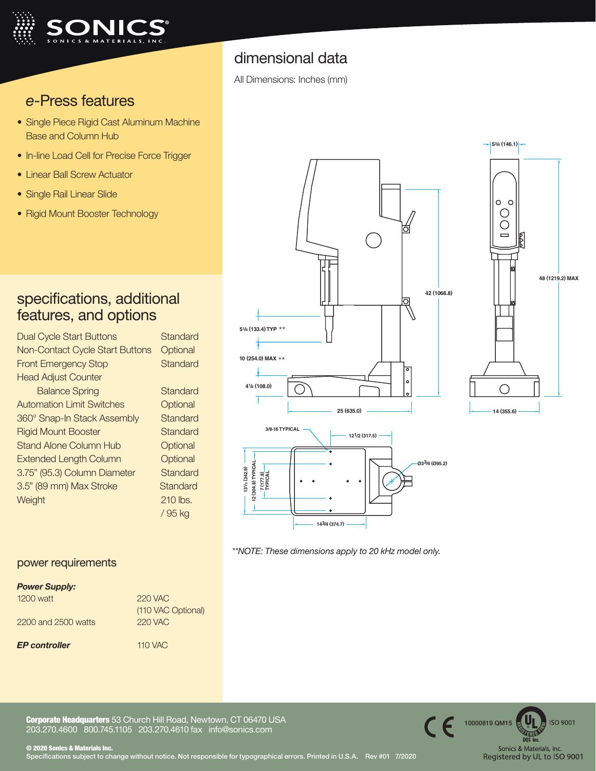SONICS
SONICS & MATERIALS, INC.

## *e*-Press features

- Single Piece Rigid Cast Aluminum Machine Base and Column Hub
- In-line Load Cell for Precise Force Trigger
- Linear Ball Screw Actuator
- Single Rail Linear Slide
- Rigid Mount Booster Technology

## specifications, additional features, and options

| | |
|---|---|
| Dual Cycle Start Buttons | Standard |
| Non-Contact Cycle Start Buttons | Optional |
| Front Emergency Stop | Standard |
| Head Adjust Counter Balance Spring | Standard |
| Automation Limit Switches | Optional |
| 360° Snap-In Stack Assembly | Standard |
| Rigid Mount Booster | Standard |
| Stand Alone Column Hub | Optional |
| Extended Length Column | Optional |
| 3.75" (95.3) Column Diameter | Standard |
| 3.5" (89 mm) Max Stroke | Standard |
| Weight | 210 lbs. / 95 kg |

## power requirements

***Power Supply:***

| | |
|---|---|
| 1200 watt | 220 VAC (110 VAC Optional) |
| 2200 and 2500 watts | 220 VAC |
| ***EP controller*** | 110 VAC |

## dimensional data

All Dimensions: Inches (mm)

5¾ (146.1)
48 (1219.2) MAX
42 (1066.8)
5¼ (133.4) TYP **
10 (254.0) MAX **
4¼ (108.0)
25 (635.0)
14 (355.6)
3/8-16 TYPICAL
12½ (317.5)
Ø3¾ (Ø95.2)
13½ (342.9)
12 (304.8) TYPICAL
7 (177.8) TYPICAL
14¾ (374.7)

*\*\*NOTE: These dimensions apply to 20 kHz model only.*

**Corporate Headquarters** 53 Church Hill Road, Newtown, CT 06470 USA
203.270.4600 800.745.1105 203.270.4610 fax info@sonics.com

**© 2020 Sonics & Materials Inc.**
Specifications subject to change without notice. Not responsible for typographical errors. Printed in U.S.A. Rev #01 7/2020

10000819 QM15 ISO 9001
Sonics & Materials, Inc.
Registered by UL to ISO 9001